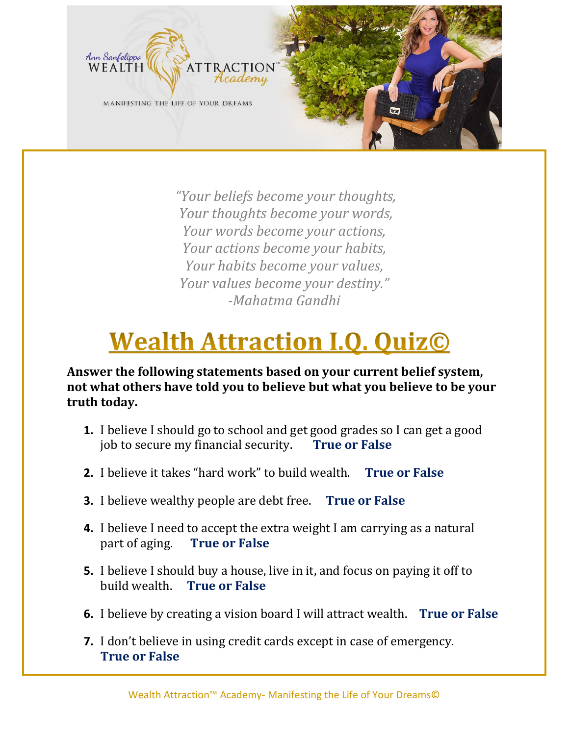*"Your beliefs become your thoughts,*
*Your thoughts become your words,*
*Your words become your actions,*
*Your actions become your habits,*
*Your habits become your values,*
*Your values become your destiny."*
*-Mahatma Gandhi*

# Wealth Attraction I.Q. Quiz©

**Answer the following statements based on your current belief system, not what others have told you to believe but what you believe to be your truth today.**

1. I believe I should go to school and get good grades so I can get a good job to secure my financial security. **True or False**
2. I believe it takes "hard work" to build wealth. **True or False**
3. I believe wealthy people are debt free. **True or False**
4. I believe I need to accept the extra weight I am carrying as a natural part of aging. **True or False**
5. I believe I should buy a house, live in it, and focus on paying it off to build wealth. **True or False**
6. I believe by creating a vision board I will attract wealth. **True or False**
7. I don't believe in using credit cards except in case of emergency. **True or False**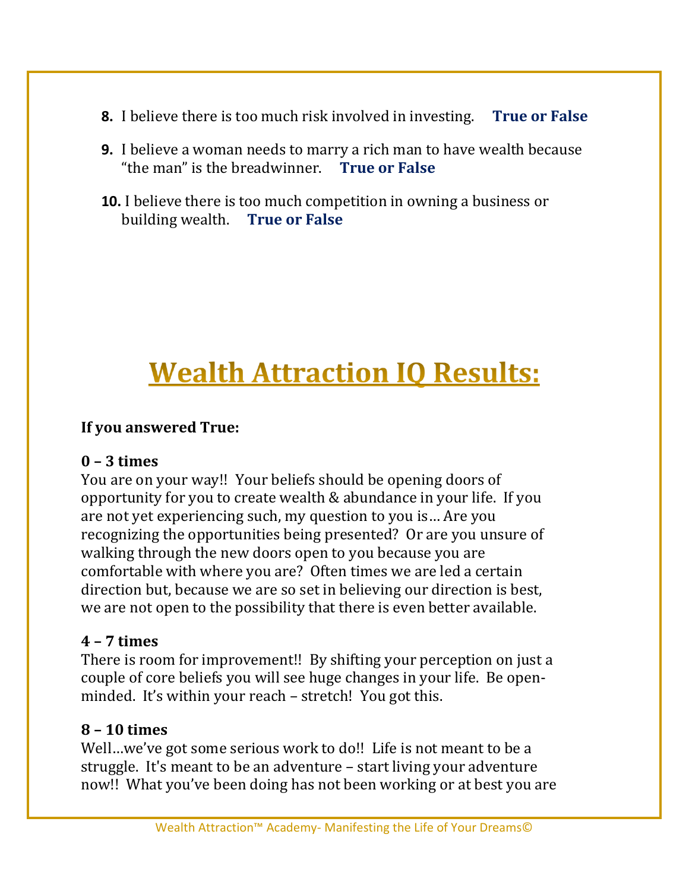8. I believe there is too much risk involved in investing. **True or False**

9. I believe a woman needs to marry a rich man to have wealth because "the man" is the breadwinner. **True or False**

10. I believe there is too much competition in owning a business or building wealth. **True or False**

# Wealth Attraction IQ Results:

**If you answered True:**

**0 – 3 times**
You are on your way!! Your beliefs should be opening doors of opportunity for you to create wealth & abundance in your life. If you are not yet experiencing such, my question to you is… Are you recognizing the opportunities being presented? Or are you unsure of walking through the new doors open to you because you are comfortable with where you are? Often times we are led a certain direction but, because we are so set in believing our direction is best, we are not open to the possibility that there is even better available.

**4 – 7 times**
There is room for improvement!! By shifting your perception on just a couple of core beliefs you will see huge changes in your life. Be open-minded. It's within your reach – stretch! You got this.

**8 – 10 times**
Well…we've got some serious work to do!! Life is not meant to be a struggle. It's meant to be an adventure – start living your adventure now!! What you've been doing has not been working or at best you are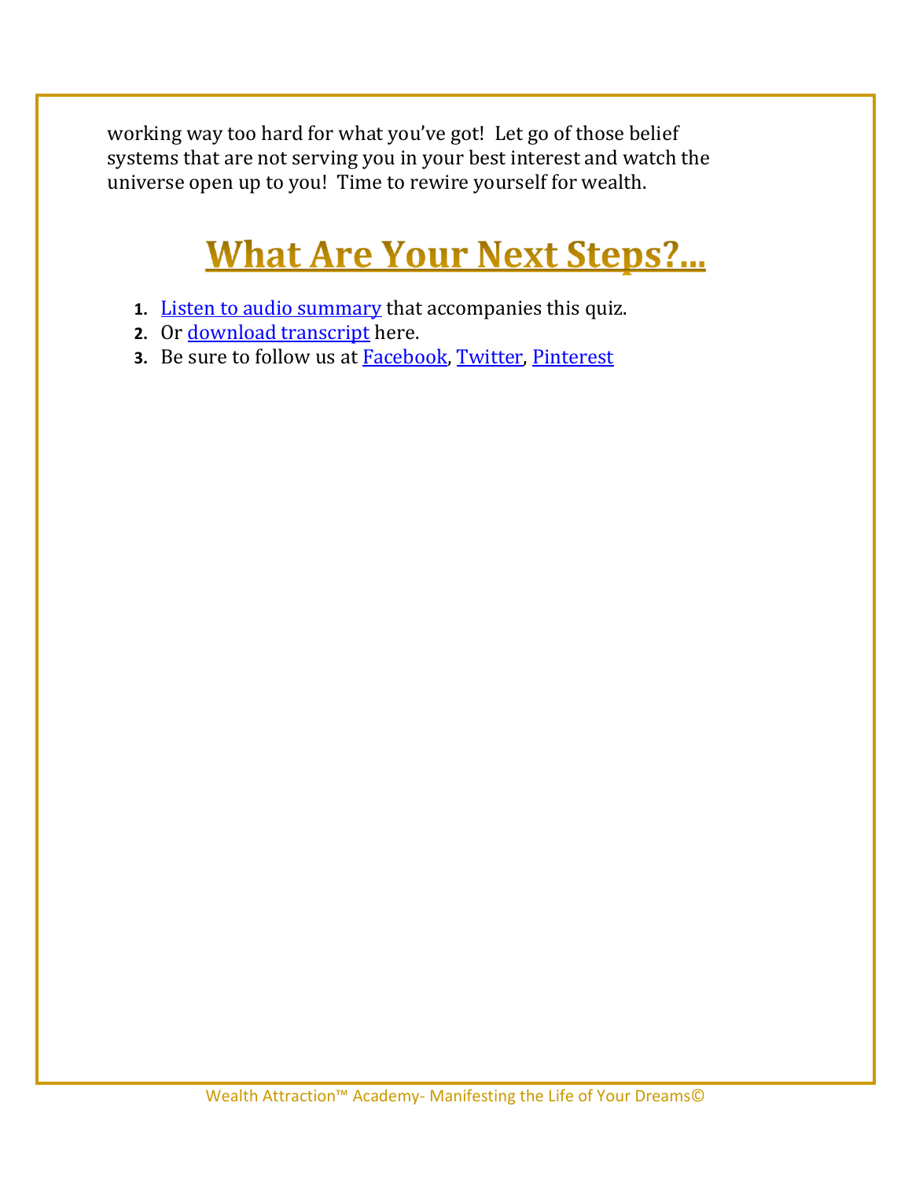working way too hard for what you've got! Let go of those belief systems that are not serving you in your best interest and watch the universe open up to you! Time to rewire yourself for wealth.

## What Are Your Next Steps?...

1. Listen to audio summary that accompanies this quiz.
2. Or download transcript here.
3. Be sure to follow us at Facebook, Twitter, Pinterest